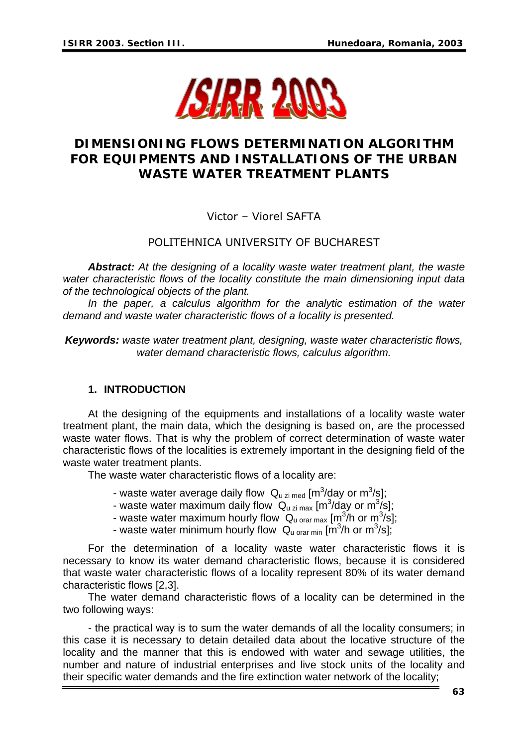# DIMENSIONING FLOWS DETERMINATION ALGORITHM FOR EQUIPMENTS AND INSTALLATIONS OF THE URBAN WASTE WATER TREATMENT PLANTS

Victor – Viorel SAFTA

POLITEHNICA UNIVERSITY OF BUCHAREST

***Abstract:*** *At the designing of a locality waste water treatment plant, the waste water characteristic flows of the locality constitute the main dimensioning input data of the technological objects of the plant.*

*In the paper, a calculus algorithm for the analytic estimation of the water demand and waste water characteristic flows of a locality is presented.*

***Keywords:*** *waste water treatment plant, designing, waste water characteristic flows, water demand characteristic flows, calculus algorithm.*

## 1. INTRODUCTION

At the designing of the equipments and installations of a locality waste water treatment plant, the main data, which the designing is based on, are the processed waste water flows. That is why the problem of correct determination of waste water characteristic flows of the localities is extremely important in the designing field of the waste water treatment plants.

The waste water characteristic flows of a locality are:

- waste water average daily flow $Q_{u\ zi\ med}$ [$m^3$/day or $m^3$/s];
- waste water maximum daily flow $Q_{u\ zi\ max}$ [$m^3$/day or $m^3$/s];
- waste water maximum hourly flow $Q_{u\ orar\ max}$ [$m^3$/h or $m^3$/s];
- waste water minimum hourly flow $Q_{u\ orar\ min}$ [$m^3$/h or $m^3$/s];

For the determination of a locality waste water characteristic flows it is necessary to know its water demand characteristic flows, because it is considered that waste water characteristic flows of a locality represent 80% of its water demand characteristic flows [2,3].

The water demand characteristic flows of a locality can be determined in the two following ways:

- the practical way is to sum the water demands of all the locality consumers; in this case it is necessary to detain detailed data about the locative structure of the locality and the manner that this is endowed with water and sewage utilities, the number and nature of industrial enterprises and live stock units of the locality and their specific water demands and the fire extinction water network of the locality;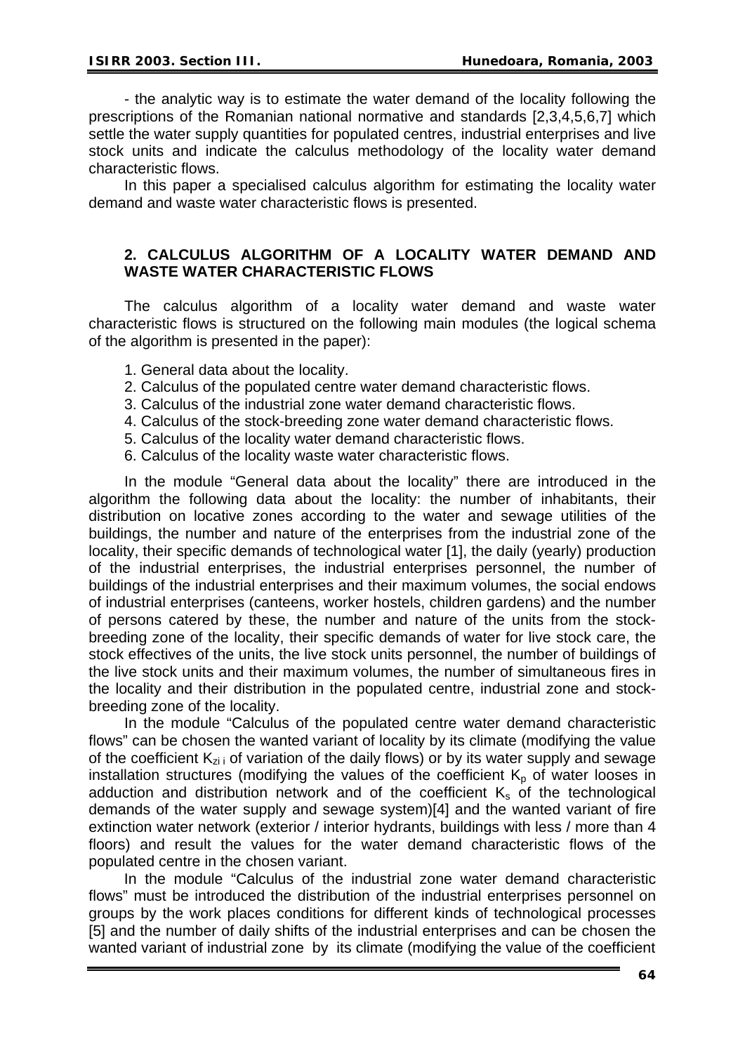- the analytic way is to estimate the water demand of the locality following the prescriptions of the Romanian national normative and standards [2,3,4,5,6,7] which settle the water supply quantities for populated centres, industrial enterprises and live stock units and indicate the calculus methodology of the locality water demand characteristic flows.

In this paper a specialised calculus algorithm for estimating the locality water demand and waste water characteristic flows is presented.

## 2. CALCULUS ALGORITHM OF A LOCALITY WATER DEMAND AND WASTE WATER CHARACTERISTIC FLOWS

The calculus algorithm of a locality water demand and waste water characteristic flows is structured on the following main modules (the logical schema of the algorithm is presented in the paper):

1. General data about the locality.
2. Calculus of the populated centre water demand characteristic flows.
3. Calculus of the industrial zone water demand characteristic flows.
4. Calculus of the stock-breeding zone water demand characteristic flows.
5. Calculus of the locality water demand characteristic flows.
6. Calculus of the locality waste water characteristic flows.

In the module "General data about the locality" there are introduced in the algorithm the following data about the locality: the number of inhabitants, their distribution on locative zones according to the water and sewage utilities of the buildings, the number and nature of the enterprises from the industrial zone of the locality, their specific demands of technological water [1], the daily (yearly) production of the industrial enterprises, the industrial enterprises personnel, the number of buildings of the industrial enterprises and their maximum volumes, the social endows of industrial enterprises (canteens, worker hostels, children gardens) and the number of persons catered by these, the number and nature of the units from the stock-breeding zone of the locality, their specific demands of water for live stock care, the stock effectives of the units, the live stock units personnel, the number of buildings of the live stock units and their maximum volumes, the number of simultaneous fires in the locality and their distribution in the populated centre, industrial zone and stock-breeding zone of the locality.

In the module "Calculus of the populated centre water demand characteristic flows" can be chosen the wanted variant of locality by its climate (modifying the value of the coefficient $K_{zi\,i}$ of variation of the daily flows) or by its water supply and sewage installation structures (modifying the values of the coefficient $K_p$ of water looses in adduction and distribution network and of the coefficient $K_s$ of the technological demands of the water supply and sewage system)[4] and the wanted variant of fire extinction water network (exterior / interior hydrants, buildings with less / more than 4 floors) and result the values for the water demand characteristic flows of the populated centre in the chosen variant.

In the module "Calculus of the industrial zone water demand characteristic flows" must be introduced the distribution of the industrial enterprises personnel on groups by the work places conditions for different kinds of technological processes [5] and the number of daily shifts of the industrial enterprises and can be chosen the wanted variant of industrial zone by its climate (modifying the value of the coefficient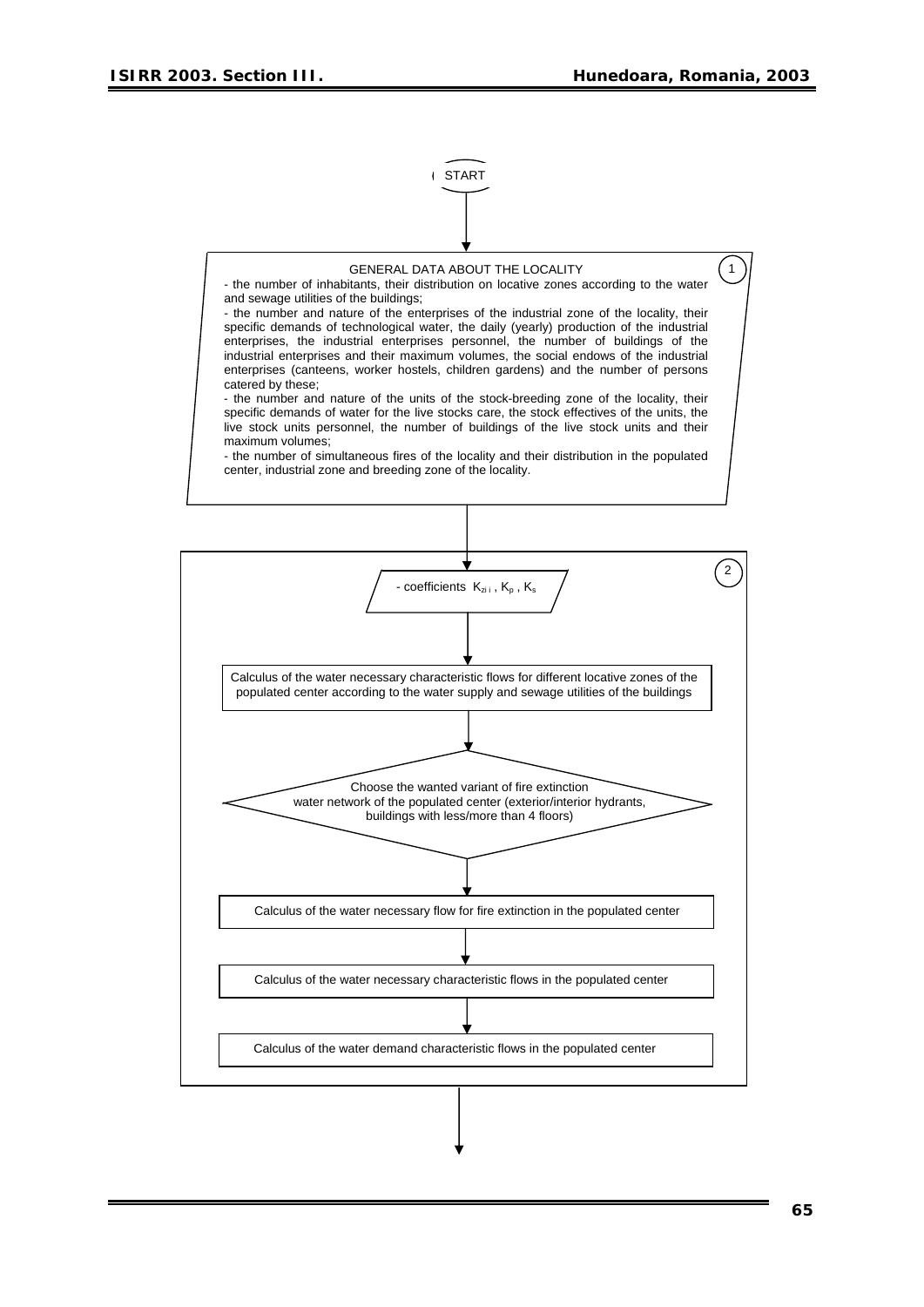START

1

GENERAL DATA ABOUT THE LOCALITY

- the number of inhabitants, their distribution on locative zones according to the water and sewage utilities of the buildings;
- the number and nature of the enterprises of the industrial zone of the locality, their specific demands of technological water, the daily (yearly) production of the industrial enterprises, the industrial enterprises personnel, the number of buildings of the industrial enterprises and their maximum volumes, the social endows of the industrial enterprises (canteens, worker hostels, children gardens) and the number of persons catered by these;
- the number and nature of the units of the stock-breeding zone of the locality, their specific demands of water for the live stocks care, the stock effectives of the units, the live stock units personnel, the number of buildings of the live stock units and their maximum volumes;
- the number of simultaneous fires of the locality and their distribution in the populated center, industrial zone and breeding zone of the locality.

2

- coefficients $K_{zi\,i}$ , $K_p$ , $K_s$

Calculus of the water necessary characteristic flows for different locative zones of the populated center according to the water supply and sewage utilities of the buildings

Choose the wanted variant of fire extinction water network of the populated center (exterior/interior hydrants, buildings with less/more than 4 floors)

Calculus of the water necessary flow for fire extinction in the populated center

Calculus of the water necessary characteristic flows in the populated center

Calculus of the water demand characteristic flows in the populated center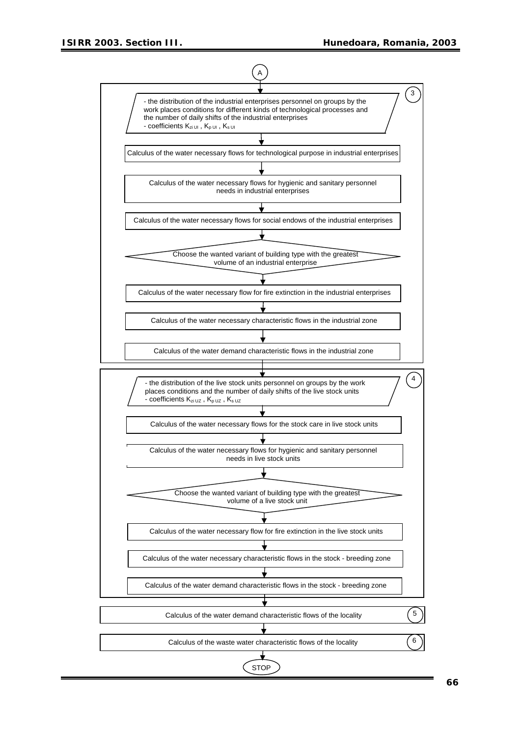A

**3**

- the distribution of the industrial enterprises personnel on groups by the work places conditions for different kinds of technological processes and the number of daily shifts of the industrial enterprises
- coefficients $K_{zi\,UI}$ , $K_{p\,UI}$ , $K_{s\,UI}$

↓

Calculus of the water necessary flows for technological purpose in industrial enterprises

↓

Calculus of the water necessary flows for hygienic and sanitary personnel needs in industrial enterprises

↓

Calculus of the water necessary flows for social endows of the industrial enterprises

↓

Choose the wanted variant of building type with the greatest volume of an industrial enterprise

↓

Calculus of the water necessary flow for fire extinction in the industrial enterprises

↓

Calculus of the water necessary characteristic flows in the industrial zone

↓

Calculus of the water demand characteristic flows in the industrial zone

↓

**4**

- the distribution of the live stock units personnel on groups by the work places conditions and the number of daily shifts of the live stock units
- coefficients $K_{zi\,UZ}$ , $K_{p\,UZ}$ , $K_{s\,UZ}$

↓

Calculus of the water necessary flows for the stock care in live stock units

↓

Calculus of the water necessary flows for hygienic and sanitary personnel needs in live stock units

↓

Choose the wanted variant of building type with the greatest volume of a live stock unit

↓

Calculus of the water necessary flow for fire extinction in the live stock units

↓

Calculus of the water necessary characteristic flows in the stock - breeding zone

↓

Calculus of the water demand characteristic flows in the stock - breeding zone

↓

**5** Calculus of the water demand characteristic flows of the locality

↓

**6** Calculus of the waste water characteristic flows of the locality

↓

STOP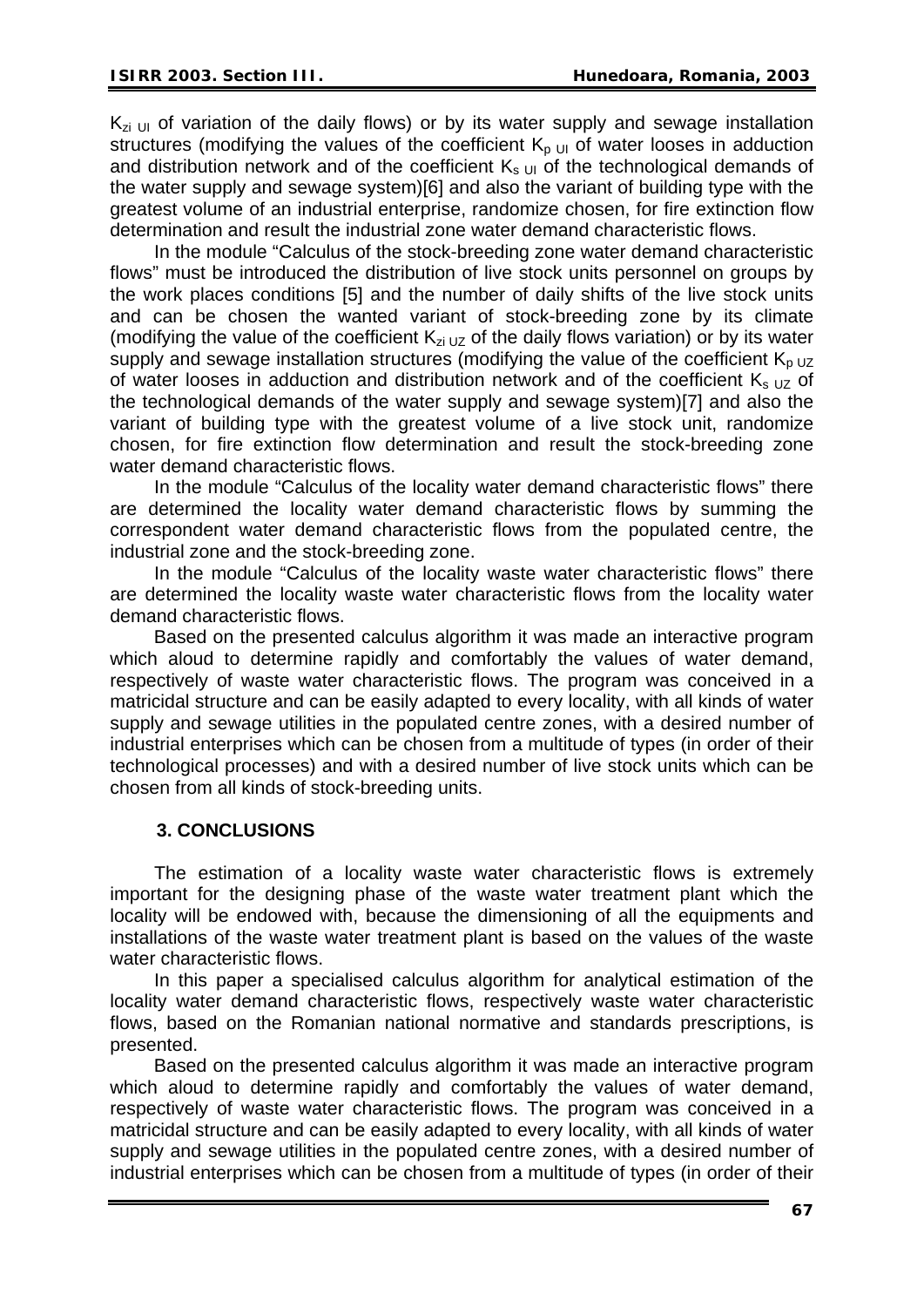$K_{zi\ UI}$ of variation of the daily flows) or by its water supply and sewage installation structures (modifying the values of the coefficient $K_{p\ UI}$ of water looses in adduction and distribution network and of the coefficient $K_{s\ UI}$ of the technological demands of the water supply and sewage system)[6] and also the variant of building type with the greatest volume of an industrial enterprise, randomize chosen, for fire extinction flow determination and result the industrial zone water demand characteristic flows.

In the module "Calculus of the stock-breeding zone water demand characteristic flows" must be introduced the distribution of live stock units personnel on groups by the work places conditions [5] and the number of daily shifts of the live stock units and can be chosen the wanted variant of stock-breeding zone by its climate (modifying the value of the coefficient $K_{zi\ UZ}$ of the daily flows variation) or by its water supply and sewage installation structures (modifying the value of the coefficient $K_{p\ UZ}$ of water looses in adduction and distribution network and of the coefficient $K_{s\ UZ}$ of the technological demands of the water supply and sewage system)[7] and also the variant of building type with the greatest volume of a live stock unit, randomize chosen, for fire extinction flow determination and result the stock-breeding zone water demand characteristic flows.

In the module "Calculus of the locality water demand characteristic flows" there are determined the locality water demand characteristic flows by summing the correspondent water demand characteristic flows from the populated centre, the industrial zone and the stock-breeding zone.

In the module "Calculus of the locality waste water characteristic flows" there are determined the locality waste water characteristic flows from the locality water demand characteristic flows.

Based on the presented calculus algorithm it was made an interactive program which aloud to determine rapidly and comfortably the values of water demand, respectively of waste water characteristic flows. The program was conceived in a matricidal structure and can be easily adapted to every locality, with all kinds of water supply and sewage utilities in the populated centre zones, with a desired number of industrial enterprises which can be chosen from a multitude of types (in order of their technological processes) and with a desired number of live stock units which can be chosen from all kinds of stock-breeding units.

## 3. CONCLUSIONS

The estimation of a locality waste water characteristic flows is extremely important for the designing phase of the waste water treatment plant which the locality will be endowed with, because the dimensioning of all the equipments and installations of the waste water treatment plant is based on the values of the waste water characteristic flows.

In this paper a specialised calculus algorithm for analytical estimation of the locality water demand characteristic flows, respectively waste water characteristic flows, based on the Romanian national normative and standards prescriptions, is presented.

Based on the presented calculus algorithm it was made an interactive program which aloud to determine rapidly and comfortably the values of water demand, respectively of waste water characteristic flows. The program was conceived in a matricidal structure and can be easily adapted to every locality, with all kinds of water supply and sewage utilities in the populated centre zones, with a desired number of industrial enterprises which can be chosen from a multitude of types (in order of their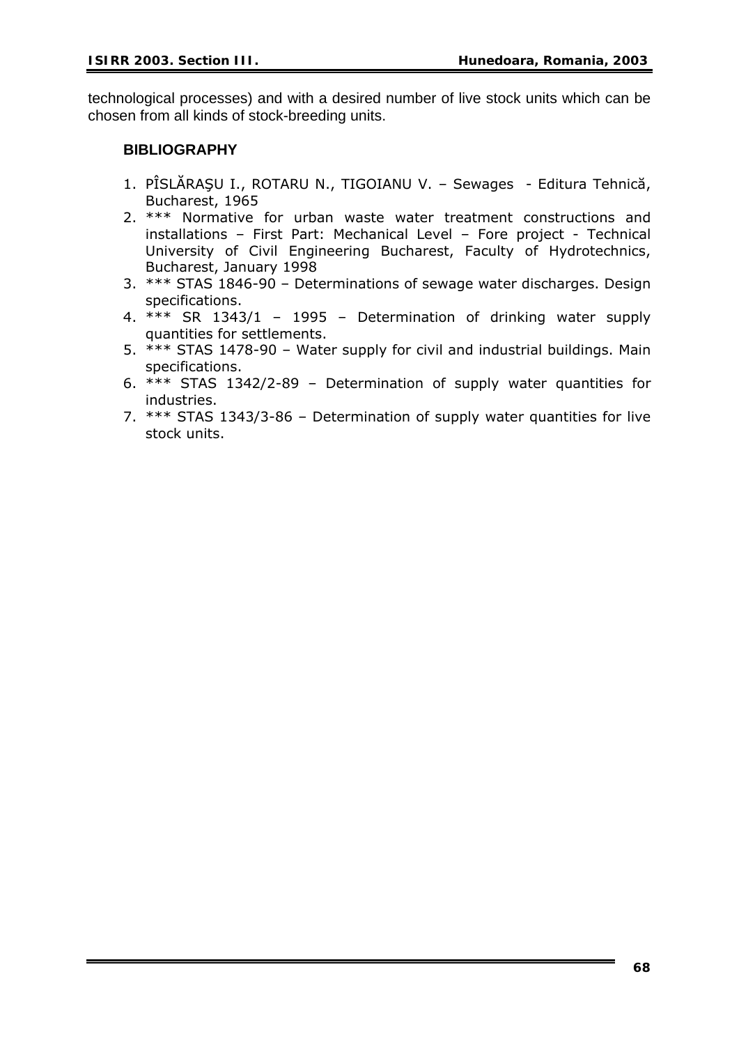technological processes) and with a desired number of live stock units which can be chosen from all kinds of stock-breeding units.

## BIBLIOGRAPHY

1. PÎSLĂRAŞU I., ROTARU N., TIGOIANU V. – Sewages - Editura Tehnică, Bucharest, 1965
2. *** Normative for urban waste water treatment constructions and installations – First Part: Mechanical Level – Fore project - Technical University of Civil Engineering Bucharest, Faculty of Hydrotechnics, Bucharest, January 1998
3. *** STAS 1846-90 – Determinations of sewage water discharges. Design specifications.
4. *** SR 1343/1 – 1995 – Determination of drinking water supply quantities for settlements.
5. *** STAS 1478-90 – Water supply for civil and industrial buildings. Main specifications.
6. *** STAS 1342/2-89 – Determination of supply water quantities for industries.
7. *** STAS 1343/3-86 – Determination of supply water quantities for live stock units.